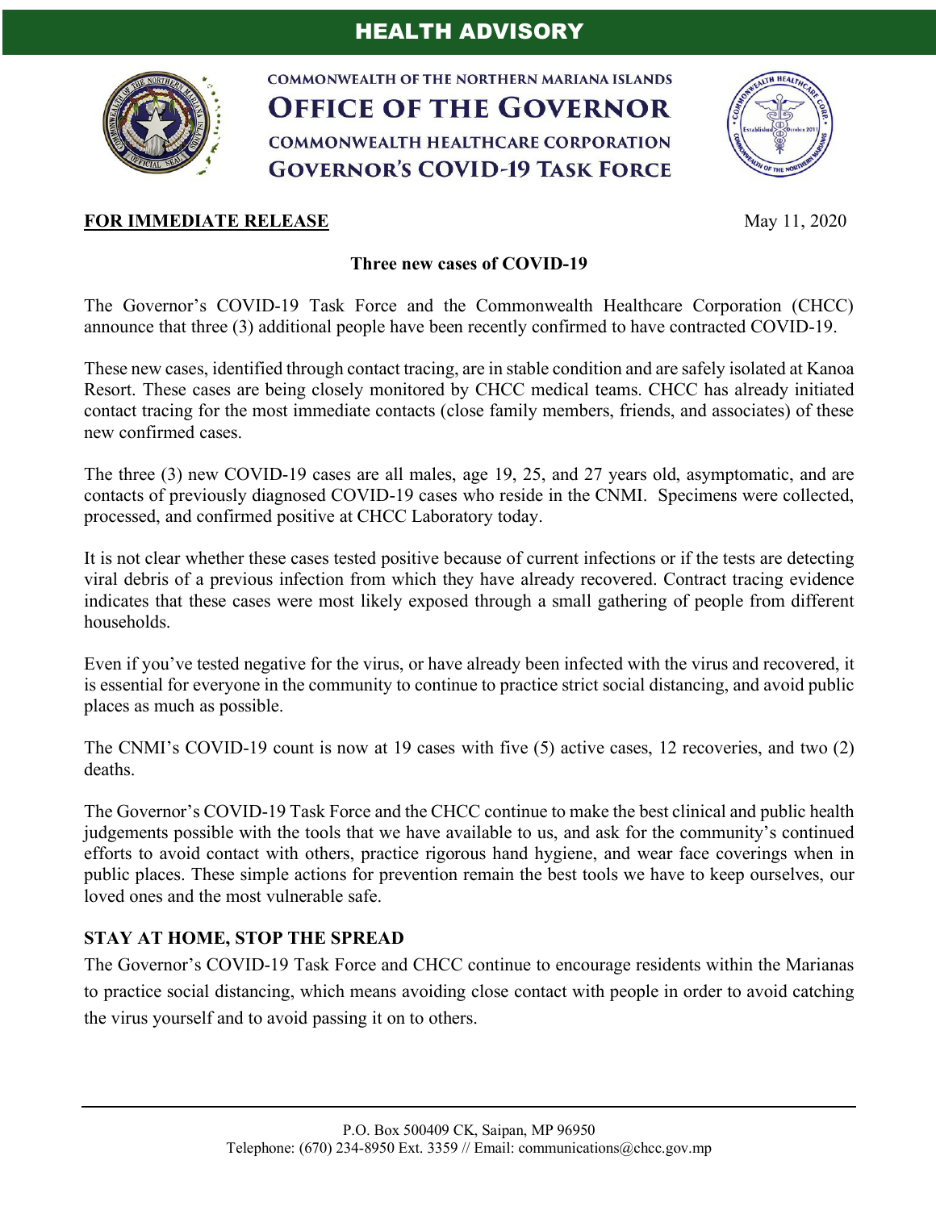# HEALTH ADVISORY

COMMONWEALTH OF THE NORTHERN MARIANA ISLANDS

**OFFICE OF THE GOVERNOR**

COMMONWEALTH HEALTHCARE CORPORATION

**GOVERNOR'S COVID-19 TASK FORCE**

**FOR IMMEDIATE RELEASE** May 11, 2020

## Three new cases of COVID-19

The Governor's COVID-19 Task Force and the Commonwealth Healthcare Corporation (CHCC) announce that three (3) additional people have been recently confirmed to have contracted COVID-19.

These new cases, identified through contact tracing, are in stable condition and are safely isolated at Kanoa Resort. These cases are being closely monitored by CHCC medical teams. CHCC has already initiated contact tracing for the most immediate contacts (close family members, friends, and associates) of these new confirmed cases.

The three (3) new COVID-19 cases are all males, age 19, 25, and 27 years old, asymptomatic, and are contacts of previously diagnosed COVID-19 cases who reside in the CNMI. Specimens were collected, processed, and confirmed positive at CHCC Laboratory today.

It is not clear whether these cases tested positive because of current infections or if the tests are detecting viral debris of a previous infection from which they have already recovered. Contract tracing evidence indicates that these cases were most likely exposed through a small gathering of people from different households.

Even if you've tested negative for the virus, or have already been infected with the virus and recovered, it is essential for everyone in the community to continue to practice strict social distancing, and avoid public places as much as possible.

The CNMI's COVID-19 count is now at 19 cases with five (5) active cases, 12 recoveries, and two (2) deaths.

The Governor's COVID-19 Task Force and the CHCC continue to make the best clinical and public health judgements possible with the tools that we have available to us, and ask for the community's continued efforts to avoid contact with others, practice rigorous hand hygiene, and wear face coverings when in public places. These simple actions for prevention remain the best tools we have to keep ourselves, our loved ones and the most vulnerable safe.

### STAY AT HOME, STOP THE SPREAD

The Governor's COVID-19 Task Force and CHCC continue to encourage residents within the Marianas to practice social distancing, which means avoiding close contact with people in order to avoid catching the virus yourself and to avoid passing it on to others.

P.O. Box 500409 CK, Saipan, MP 96950
Telephone: (670) 234-8950 Ext. 3359 // Email: communications@chcc.gov.mp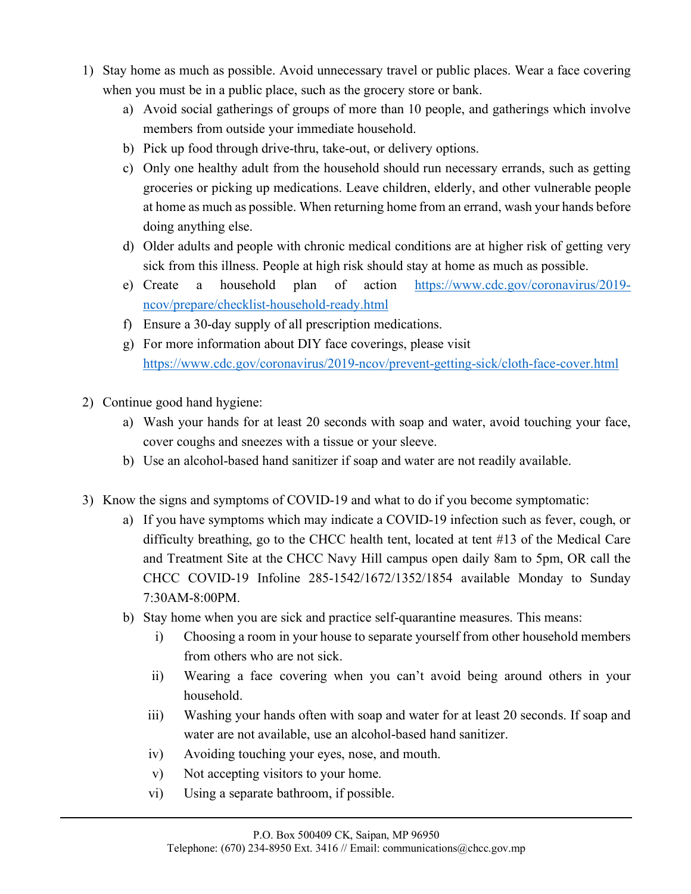1) Stay home as much as possible. Avoid unnecessary travel or public places. Wear a face covering when you must be in a public place, such as the grocery store or bank.
   a) Avoid social gatherings of groups of more than 10 people, and gatherings which involve members from outside your immediate household.
   b) Pick up food through drive-thru, take-out, or delivery options.
   c) Only one healthy adult from the household should run necessary errands, such as getting groceries or picking up medications. Leave children, elderly, and other vulnerable people at home as much as possible. When returning home from an errand, wash your hands before doing anything else.
   d) Older adults and people with chronic medical conditions are at higher risk of getting very sick from this illness. People at high risk should stay at home as much as possible.
   e) Create a household plan of action https://www.cdc.gov/coronavirus/2019-ncov/prepare/checklist-household-ready.html
   f) Ensure a 30-day supply of all prescription medications.
   g) For more information about DIY face coverings, please visit https://www.cdc.gov/coronavirus/2019-ncov/prevent-getting-sick/cloth-face-cover.html

2) Continue good hand hygiene:
   a) Wash your hands for at least 20 seconds with soap and water, avoid touching your face, cover coughs and sneezes with a tissue or your sleeve.
   b) Use an alcohol-based hand sanitizer if soap and water are not readily available.

3) Know the signs and symptoms of COVID-19 and what to do if you become symptomatic:
   a) If you have symptoms which may indicate a COVID-19 infection such as fever, cough, or difficulty breathing, go to the CHCC health tent, located at tent #13 of the Medical Care and Treatment Site at the CHCC Navy Hill campus open daily 8am to 5pm, OR call the CHCC COVID-19 Infoline 285-1542/1672/1352/1854 available Monday to Sunday 7:30AM-8:00PM.
   b) Stay home when you are sick and practice self-quarantine measures. This means:
      i) Choosing a room in your house to separate yourself from other household members from others who are not sick.
      ii) Wearing a face covering when you can't avoid being around others in your household.
      iii) Washing your hands often with soap and water for at least 20 seconds. If soap and water are not available, use an alcohol-based hand sanitizer.
      iv) Avoiding touching your eyes, nose, and mouth.
      v) Not accepting visitors to your home.
      vi) Using a separate bathroom, if possible.

P.O. Box 500409 CK, Saipan, MP 96950
Telephone: (670) 234-8950 Ext. 3416 // Email: communications@chcc.gov.mp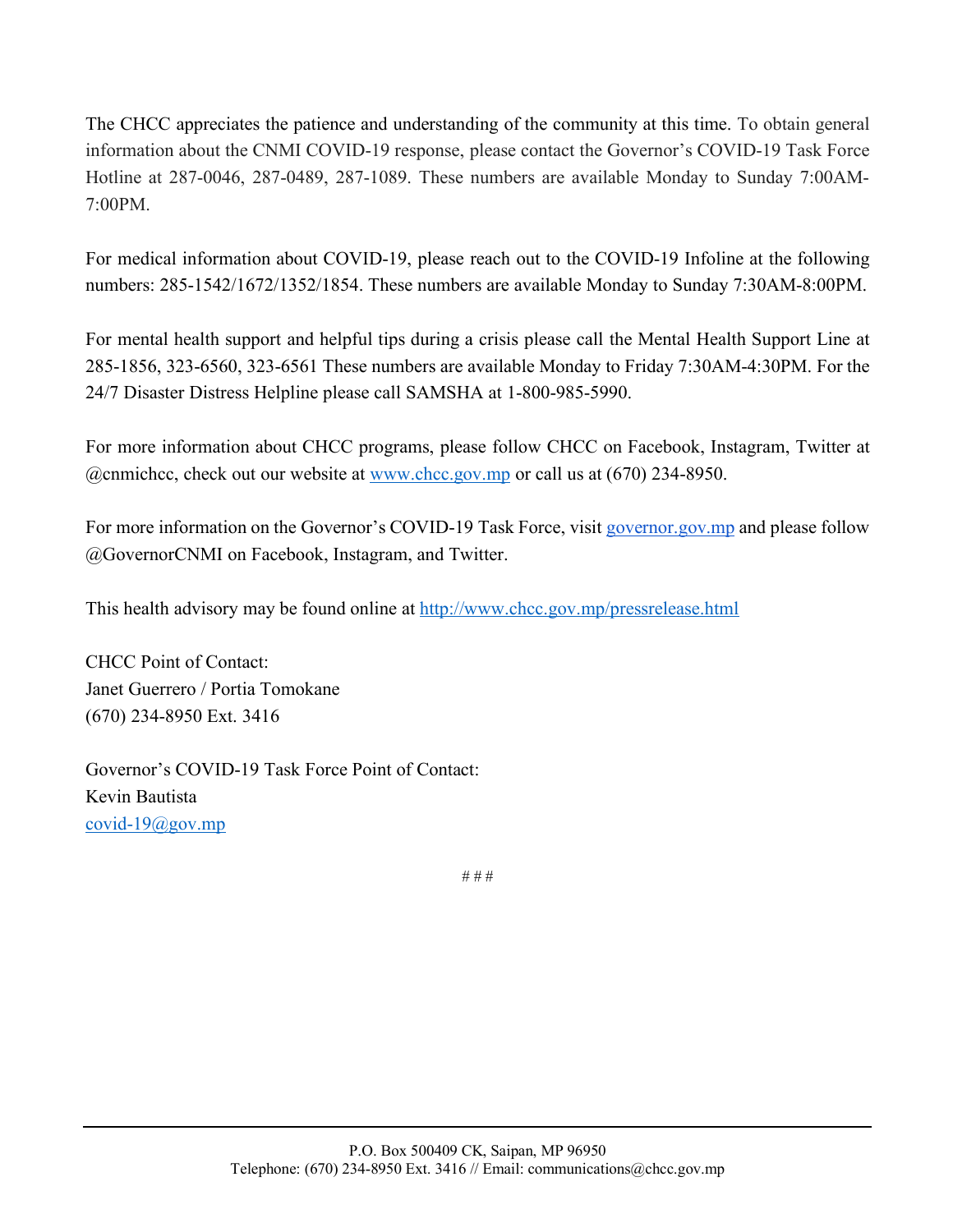The CHCC appreciates the patience and understanding of the community at this time. To obtain general information about the CNMI COVID-19 response, please contact the Governor's COVID-19 Task Force Hotline at 287-0046, 287-0489, 287-1089. These numbers are available Monday to Sunday 7:00AM-7:00PM.

For medical information about COVID-19, please reach out to the COVID-19 Infoline at the following numbers: 285-1542/1672/1352/1854. These numbers are available Monday to Sunday 7:30AM-8:00PM.

For mental health support and helpful tips during a crisis please call the Mental Health Support Line at 285-1856, 323-6560, 323-6561 These numbers are available Monday to Friday 7:30AM-4:30PM. For the 24/7 Disaster Distress Helpline please call SAMSHA at 1-800-985-5990.

For more information about CHCC programs, please follow CHCC on Facebook, Instagram, Twitter at @cnmichcc, check out our website at www.chcc.gov.mp or call us at (670) 234-8950.

For more information on the Governor's COVID-19 Task Force, visit governor.gov.mp and please follow @GovernorCNMI on Facebook, Instagram, and Twitter.

This health advisory may be found online at http://www.chcc.gov.mp/pressrelease.html

CHCC Point of Contact:
Janet Guerrero / Portia Tomokane
(670) 234-8950 Ext. 3416

Governor's COVID-19 Task Force Point of Contact:
Kevin Bautista
covid-19@gov.mp

# # #

P.O. Box 500409 CK, Saipan, MP 96950
Telephone: (670) 234-8950 Ext. 3416 // Email: communications@chcc.gov.mp